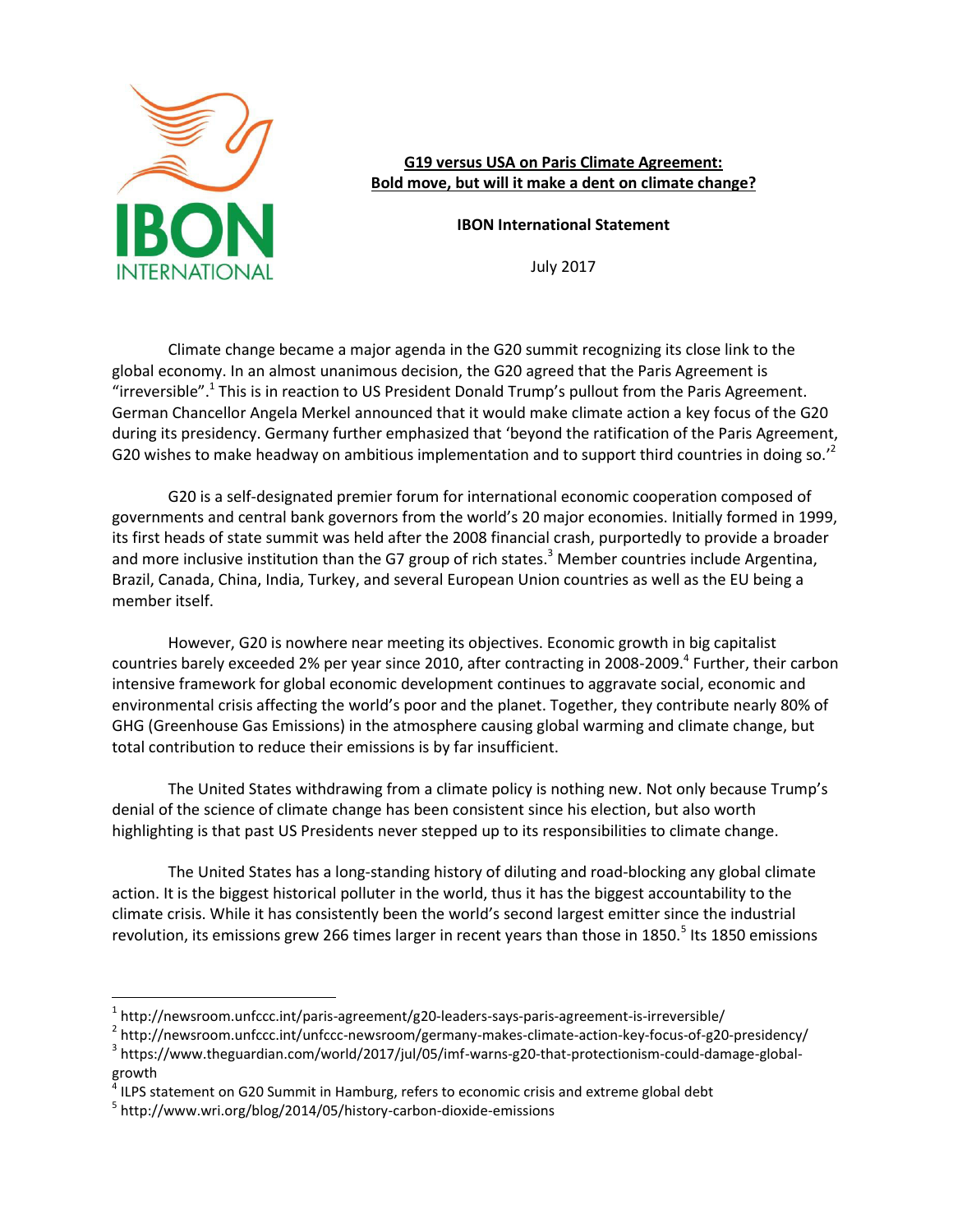IBON INTERNATIONAL

# G19 versus USA on Paris Climate Agreement: Bold move, but will it make a dent on climate change?

**IBON International Statement**

July 2017

Climate change became a major agenda in the G20 summit recognizing its close link to the global economy. In an almost unanimous decision, the G20 agreed that the Paris Agreement is "irreversible".[1] This is in reaction to US President Donald Trump's pullout from the Paris Agreement. German Chancellor Angela Merkel announced that it would make climate action a key focus of the G20 during its presidency. Germany further emphasized that 'beyond the ratification of the Paris Agreement, G20 wishes to make headway on ambitious implementation and to support third countries in doing so.'[2]

G20 is a self-designated premier forum for international economic cooperation composed of governments and central bank governors from the world's 20 major economies. Initially formed in 1999, its first heads of state summit was held after the 2008 financial crash, purportedly to provide a broader and more inclusive institution than the G7 group of rich states.[3] Member countries include Argentina, Brazil, Canada, China, India, Turkey, and several European Union countries as well as the EU being a member itself.

However, G20 is nowhere near meeting its objectives. Economic growth in big capitalist countries barely exceeded 2% per year since 2010, after contracting in 2008-2009.[4] Further, their carbon intensive framework for global economic development continues to aggravate social, economic and environmental crisis affecting the world's poor and the planet. Together, they contribute nearly 80% of GHG (Greenhouse Gas Emissions) in the atmosphere causing global warming and climate change, but total contribution to reduce their emissions is by far insufficient.

The United States withdrawing from a climate policy is nothing new. Not only because Trump's denial of the science of climate change has been consistent since his election, but also worth highlighting is that past US Presidents never stepped up to its responsibilities to climate change.

The United States has a long-standing history of diluting and road-blocking any global climate action. It is the biggest historical polluter in the world, thus it has the biggest accountability to the climate crisis. While it has consistently been the world's second largest emitter since the industrial revolution, its emissions grew 266 times larger in recent years than those in 1850.[5] Its 1850 emissions

---

[1] http://newsroom.unfccc.int/paris-agreement/g20-leaders-says-paris-agreement-is-irreversible/

[2] http://newsroom.unfccc.int/unfccc-newsroom/germany-makes-climate-action-key-focus-of-g20-presidency/

[3] https://www.theguardian.com/world/2017/jul/05/imf-warns-g20-that-protectionism-could-damage-global-growth

[4] ILPS statement on G20 Summit in Hamburg, refers to economic crisis and extreme global debt

[5] http://www.wri.org/blog/2014/05/history-carbon-dioxide-emissions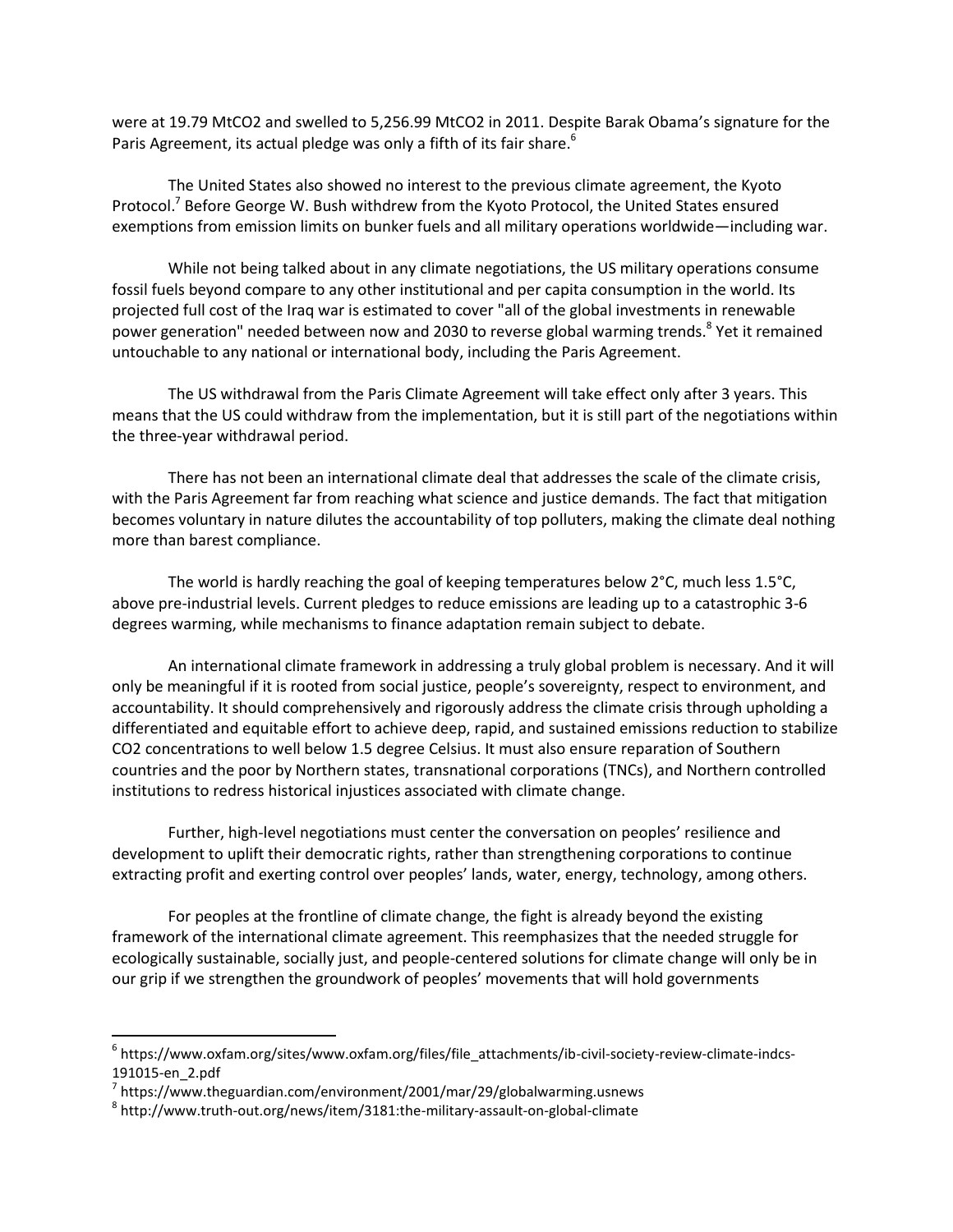were at 19.79 MtCO2 and swelled to 5,256.99 MtCO2 in 2011. Despite Barak Obama's signature for the Paris Agreement, its actual pledge was only a fifth of its fair share.[6]

The United States also showed no interest to the previous climate agreement, the Kyoto Protocol.[7] Before George W. Bush withdrew from the Kyoto Protocol, the United States ensured exemptions from emission limits on bunker fuels and all military operations worldwide—including war.

While not being talked about in any climate negotiations, the US military operations consume fossil fuels beyond compare to any other institutional and per capita consumption in the world. Its projected full cost of the Iraq war is estimated to cover "all of the global investments in renewable power generation" needed between now and 2030 to reverse global warming trends.[8] Yet it remained untouchable to any national or international body, including the Paris Agreement.

The US withdrawal from the Paris Climate Agreement will take effect only after 3 years. This means that the US could withdraw from the implementation, but it is still part of the negotiations within the three-year withdrawal period.

There has not been an international climate deal that addresses the scale of the climate crisis, with the Paris Agreement far from reaching what science and justice demands. The fact that mitigation becomes voluntary in nature dilutes the accountability of top polluters, making the climate deal nothing more than barest compliance.

The world is hardly reaching the goal of keeping temperatures below 2°C, much less 1.5°C, above pre-industrial levels. Current pledges to reduce emissions are leading up to a catastrophic 3-6 degrees warming, while mechanisms to finance adaptation remain subject to debate.

An international climate framework in addressing a truly global problem is necessary. And it will only be meaningful if it is rooted from social justice, people's sovereignty, respect to environment, and accountability. It should comprehensively and rigorously address the climate crisis through upholding a differentiated and equitable effort to achieve deep, rapid, and sustained emissions reduction to stabilize CO2 concentrations to well below 1.5 degree Celsius. It must also ensure reparation of Southern countries and the poor by Northern states, transnational corporations (TNCs), and Northern controlled institutions to redress historical injustices associated with climate change.

Further, high-level negotiations must center the conversation on peoples' resilience and development to uplift their democratic rights, rather than strengthening corporations to continue extracting profit and exerting control over peoples' lands, water, energy, technology, among others.

For peoples at the frontline of climate change, the fight is already beyond the existing framework of the international climate agreement. This reemphasizes that the needed struggle for ecologically sustainable, socially just, and people-centered solutions for climate change will only be in our grip if we strengthen the groundwork of peoples' movements that will hold governments

---

[6] https://www.oxfam.org/sites/www.oxfam.org/files/file_attachments/ib-civil-society-review-climate-indcs-191015-en_2.pdf

[7] https://www.theguardian.com/environment/2001/mar/29/globalwarming.usnews

[8] http://www.truth-out.org/news/item/3181:the-military-assault-on-global-climate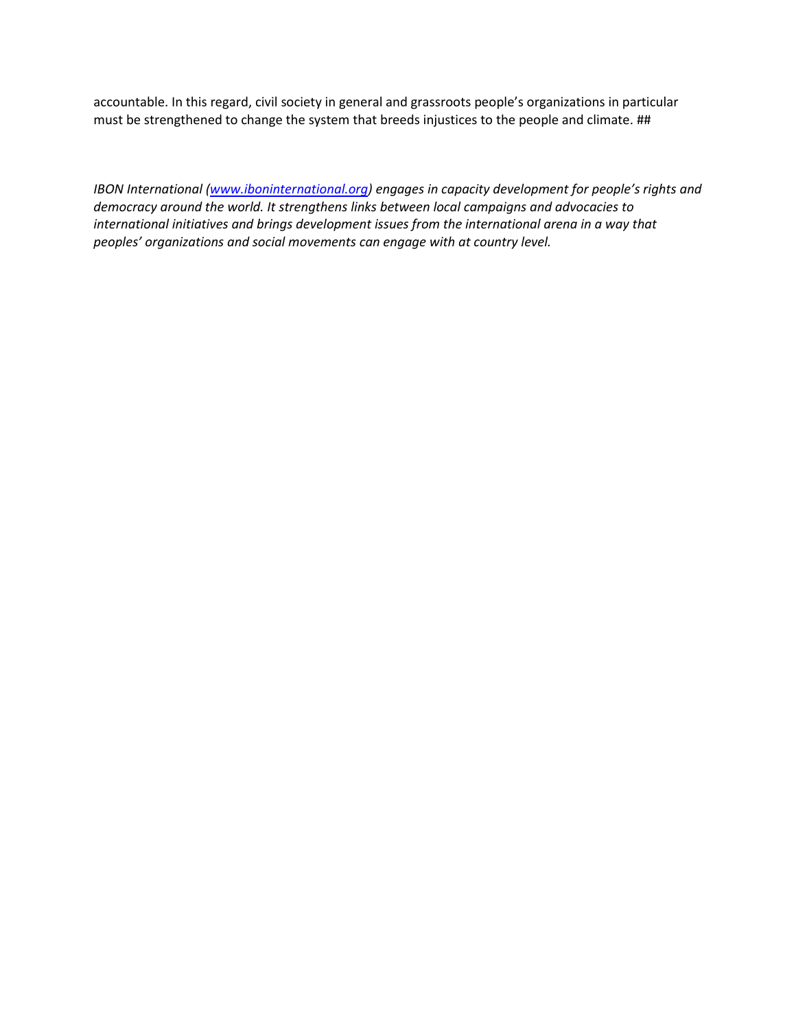accountable. In this regard, civil society in general and grassroots people's organizations in particular must be strengthened to change the system that breeds injustices to the people and climate. ##

*IBON International ([www.iboninternational.org](http://www.iboninternational.org)) engages in capacity development for people's rights and democracy around the world. It strengthens links between local campaigns and advocacies to international initiatives and brings development issues from the international arena in a way that peoples' organizations and social movements can engage with at country level.*